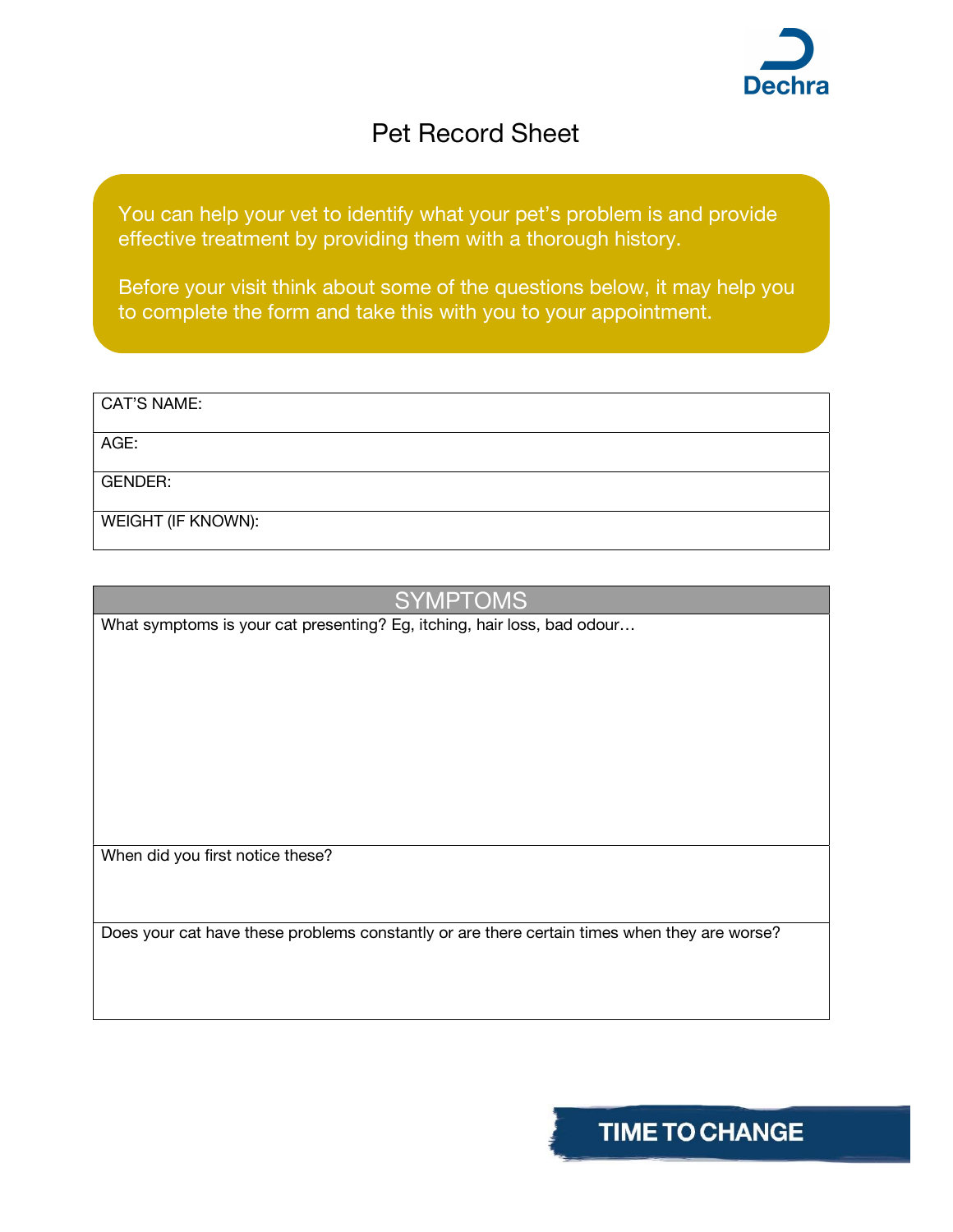Dechra

# Pet Record Sheet

You can help your vet to identify what your pet's problem is and provide effective treatment by providing them with a thorough history.

Before your visit think about some of the questions below, it may help you to complete the form and take this with you to your appointment.

| CAT'S NAME: |
|---|
| AGE: |
| GENDER: |
| WEIGHT (IF KNOWN): |

| SYMPTOMS |
|---|
| What symptoms is your cat presenting? Eg, itching, hair loss, bad odour… |
| When did you first notice these? |
| Does your cat have these problems constantly or are there certain times when they are worse? |

TIME TO CHANGE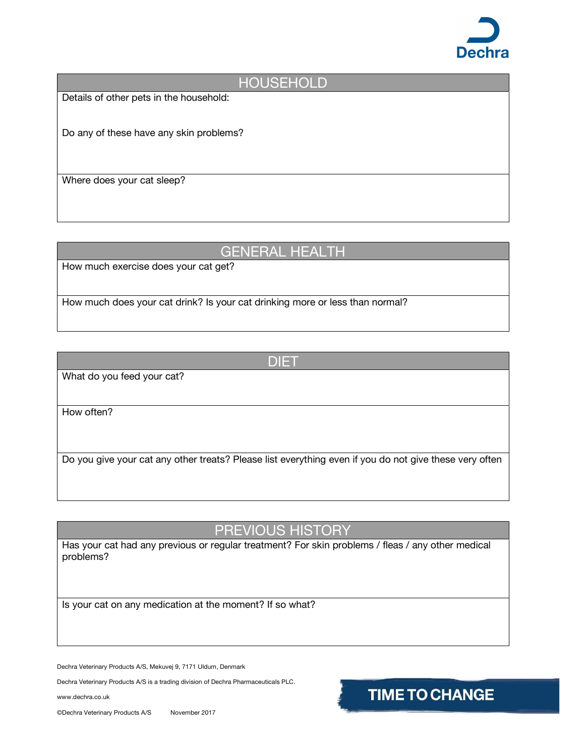Dechra

## HOUSEHOLD

Details of other pets in the household:

Do any of these have any skin problems?

Where does your cat sleep?

## GENERAL HEALTH

How much exercise does your cat get?

How much does your cat drink? Is your cat drinking more or less than normal?

## DIET

What do you feed your cat?

How often?

Do you give your cat any other treats? Please list everything even if you do not give these very often

## PREVIOUS HISTORY

Has your cat had any previous or regular treatment? For skin problems / fleas / any other medical problems?

Is your cat on any medication at the moment? If so what?

Dechra Veterinary Products A/S, Mekuvej 9, 7171 Uldum, Denmark

Dechra Veterinary Products A/S is a trading division of Dechra Pharmaceuticals PLC.

www.dechra.co.uk

©Dechra Veterinary Products A/S November 2017

TIME TO CHANGE